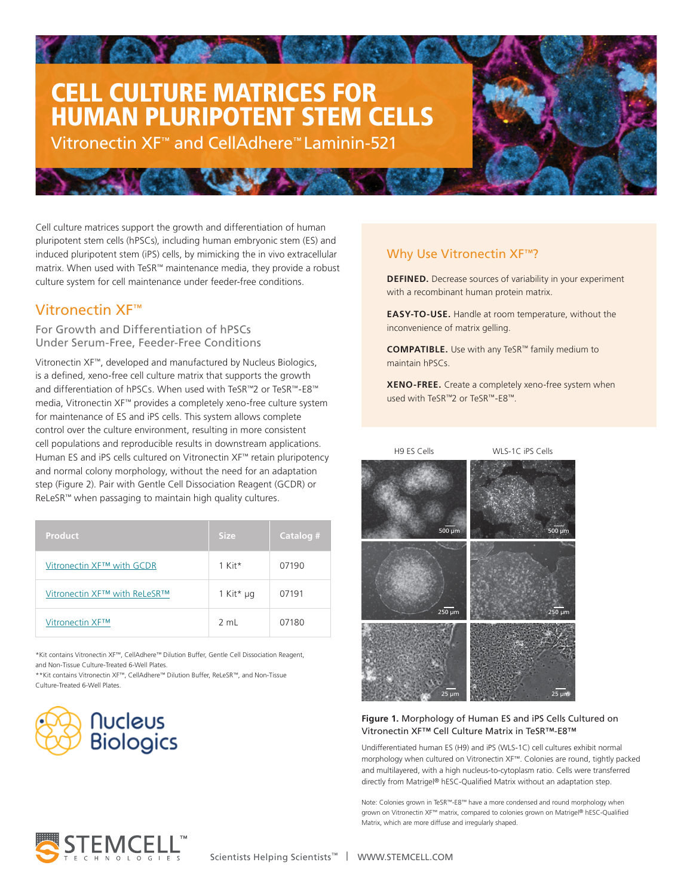# CELL CULTURE MATRICES FOR HUMAN PLURIPOTENT STEM CELLS

Vitronectin XF™ and CellAdhere™ Laminin-521

Cell culture matrices support the growth and differentiation of human pluripotent stem cells (hPSCs), including human embryonic stem (ES) and induced pluripotent stem (iPS) cells, by mimicking the in vivo extracellular matrix. When used with TeSR™ maintenance media, they provide a robust culture system for cell maintenance under feeder-free conditions.

## Vitronectin XF™

### For Growth and Differentiation of hPSCs Under Serum-Free, Feeder-Free Conditions

Vitronectin XF™, developed and manufactured by Nucleus Biologics, is a defined, xeno-free cell culture matrix that supports the growth and differentiation of hPSCs. When used with TeSR™2 or TeSR™-E8™ media, Vitronectin XF™ provides a completely xeno-free culture system for maintenance of ES and iPS cells. This system allows complete control over the culture environment, resulting in more consistent cell populations and reproducible results in downstream applications. Human ES and iPS cells cultured on Vitronectin XF™ retain pluripotency and normal colony morphology, without the need for an adaptation step (Figure 2). Pair with Gentle Cell Dissociation Reagent (GCDR) or ReLeSR™ when passaging to maintain high quality cultures.

| Product | Size | Catalog # |
|---|---|---|
| Vitronectin XF™ with GCDR | 1 Kit* | 07190 |
| Vitronectin XF™ with ReLeSR™ | 1 Kit* µg | 07191 |
| Vitronectin XF™ | 2 mL | 07180 |

*Kit contains Vitronectin XF™, CellAdhere™ Dilution Buffer, Gentle Cell Dissociation Reagent, and Non-Tissue Culture-Treated 6-Well Plates.
**Kit contains Vitronectin XF™, CellAdhere™ Dilution Buffer, ReLeSR™, and Non-Tissue Culture-Treated 6-Well Plates.

Nucleus Biologics

## Why Use Vitronectin XF™?

**DEFINED.** Decrease sources of variability in your experiment with a recombinant human protein matrix.

**EASY-TO-USE.** Handle at room temperature, without the inconvenience of matrix gelling.

**COMPATIBLE.** Use with any TeSR™ family medium to maintain hPSCs.

**XENO-FREE.** Create a completely xeno-free system when used with TeSR™2 or TeSR™-E8™.

**Figure 1.** Morphology of Human ES and iPS Cells Cultured on Vitronectin XF™ Cell Culture Matrix in TeSR™-E8™

Undifferentiated human ES (H9) and iPS (WLS-1C) cell cultures exhibit normal morphology when cultured on Vitronectin XF™. Colonies are round, tightly packed and multilayered, with a high nucleus-to-cytoplasm ratio. Cells were transferred directly from Matrigel® hESC-Qualified Matrix without an adaptation step.

Note: Colonies grown in TeSR™-E8™ have a more condensed and round morphology when grown on Vitronectin XF™ matrix, compared to colonies grown on Matrigel® hESC-Qualified Matrix, which are more diffuse and irregularly shaped.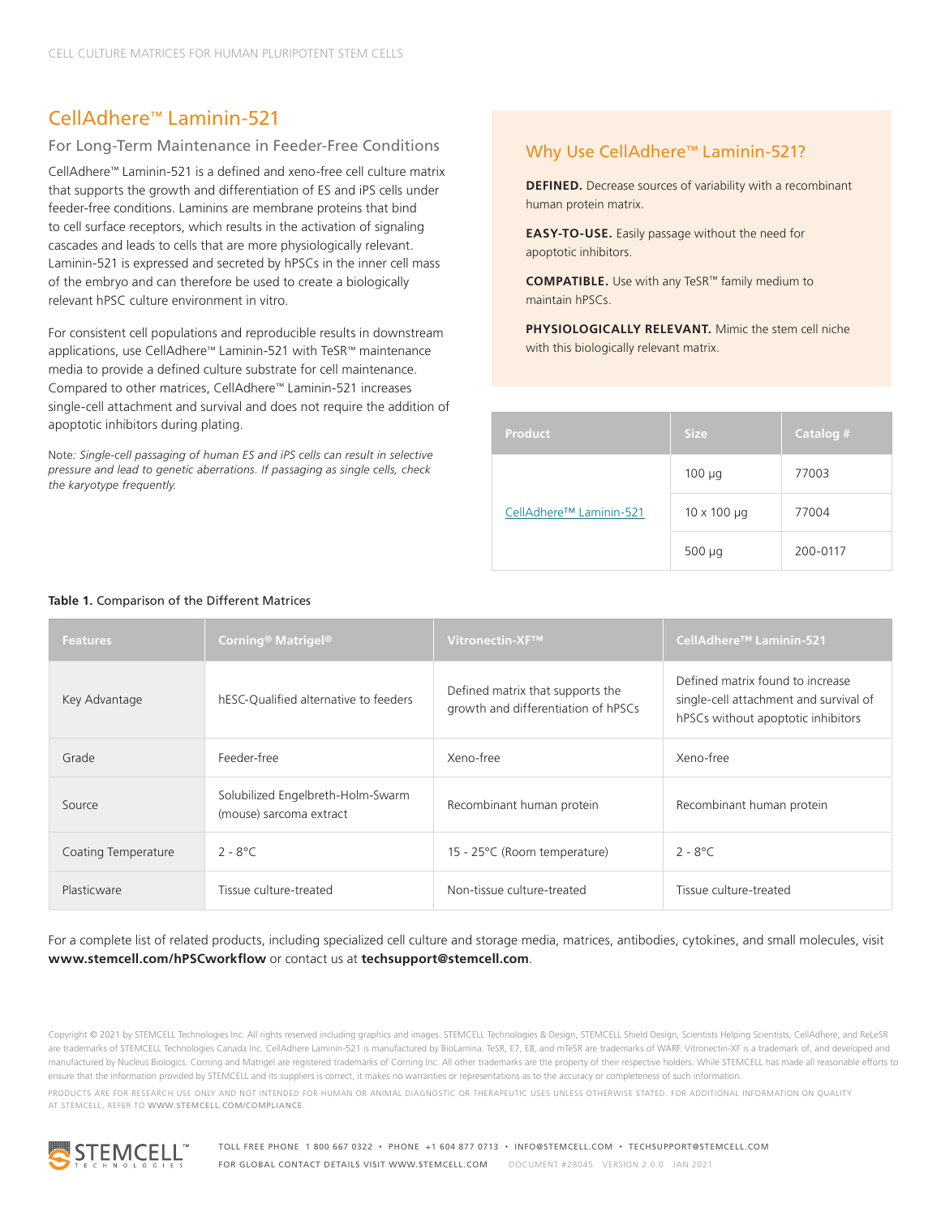## CellAdhere™ Laminin-521

### For Long-Term Maintenance in Feeder-Free Conditions

CellAdhere™ Laminin-521 is a defined and xeno-free cell culture matrix that supports the growth and differentiation of ES and iPS cells under feeder-free conditions. Laminins are membrane proteins that bind to cell surface receptors, which results in the activation of signaling cascades and leads to cells that are more physiologically relevant. Laminin-521 is expressed and secreted by hPSCs in the inner cell mass of the embryo and can therefore be used to create a biologically relevant hPSC culture environment in vitro.

For consistent cell populations and reproducible results in downstream applications, use CellAdhere™ Laminin-521 with TeSR™ maintenance media to provide a defined culture substrate for cell maintenance. Compared to other matrices, CellAdhere™ Laminin-521 increases single-cell attachment and survival and does not require the addition of apoptotic inhibitors during plating.

Note: *Single-cell passaging of human ES and iPS cells can result in selective pressure and lead to genetic aberrations. If passaging as single cells, check the karyotype frequently.*

### Why Use CellAdhere™ Laminin-521?

**DEFINED.** Decrease sources of variability with a recombinant human protein matrix.

**EASY-TO-USE.** Easily passage without the need for apoptotic inhibitors.

**COMPATIBLE.** Use with any TeSR™ family medium to maintain hPSCs.

**PHYSIOLOGICALLY RELEVANT.** Mimic the stem cell niche with this biologically relevant matrix.

| Product | Size | Catalog # |
|---|---|---|
| CellAdhere™ Laminin-521 | 100 µg | 77003 |
| | 10 x 100 µg | 77004 |
| | 500 µg | 200-0117 |

**Table 1.** Comparison of the Different Matrices

| Features | Corning® Matrigel® | Vitronectin-XF™ | CellAdhere™ Laminin-521 |
|---|---|---|---|
| Key Advantage | hESC-Qualified alternative to feeders | Defined matrix that supports the growth and differentiation of hPSCs | Defined matrix found to increase single-cell attachment and survival of hPSCs without apoptotic inhibitors |
| Grade | Feeder-free | Xeno-free | Xeno-free |
| Source | Solubilized Engelbreth-Holm-Swarm (mouse) sarcoma extract | Recombinant human protein | Recombinant human protein |
| Coating Temperature | 2 - 8°C | 15 - 25°C (Room temperature) | 2 - 8°C |
| Plasticware | Tissue culture-treated | Non-tissue culture-treated | Tissue culture-treated |

For a complete list of related products, including specialized cell culture and storage media, matrices, antibodies, cytokines, and small molecules, visit **www.stemcell.com/hPSCworkflow** or contact us at **techsupport@stemcell.com**.

Copyright © 2021 by STEMCELL Technologies Inc. All rights reserved including graphics and images. STEMCELL Technologies & Design, STEMCELL Shield Design, Scientists Helping Scientists, CellAdhere, and ReLeSR are trademarks of STEMCELL Technologies Canada Inc. CellAdhere Laminin-521 is manufactured by BioLamina. TeSR, E7, E8, and mTeSR are trademarks of WARF. Vitronectin-XF is a trademark of, and developed and manufactured by Nucleus Biologics. Corning and Matrigel are registered trademarks of Corning Inc. All other trademarks are the property of their respective holders. While STEMCELL has made all reasonable efforts to ensure that the information provided by STEMCELL and its suppliers is correct, it makes no warranties or representations as to the accuracy or completeness of such information.

PRODUCTS ARE FOR RESEARCH USE ONLY AND NOT INTENDED FOR HUMAN OR ANIMAL DIAGNOSTIC OR THERAPEUTIC USES UNLESS OTHERWISE STATED. FOR ADDITIONAL INFORMATION ON QUALITY AT STEMCELL, REFER TO WWW.STEMCELL.COM/COMPLIANCE.

TOLL FREE PHONE 1 800 667 0322 • PHONE +1 604 877 0713 • INFO@STEMCELL.COM • TECHSUPPORT@STEMCELL.COM

FOR GLOBAL CONTACT DETAILS VISIT WWW.STEMCELL.COM DOCUMENT #28045 VERSION 2.0.0 JAN 2021